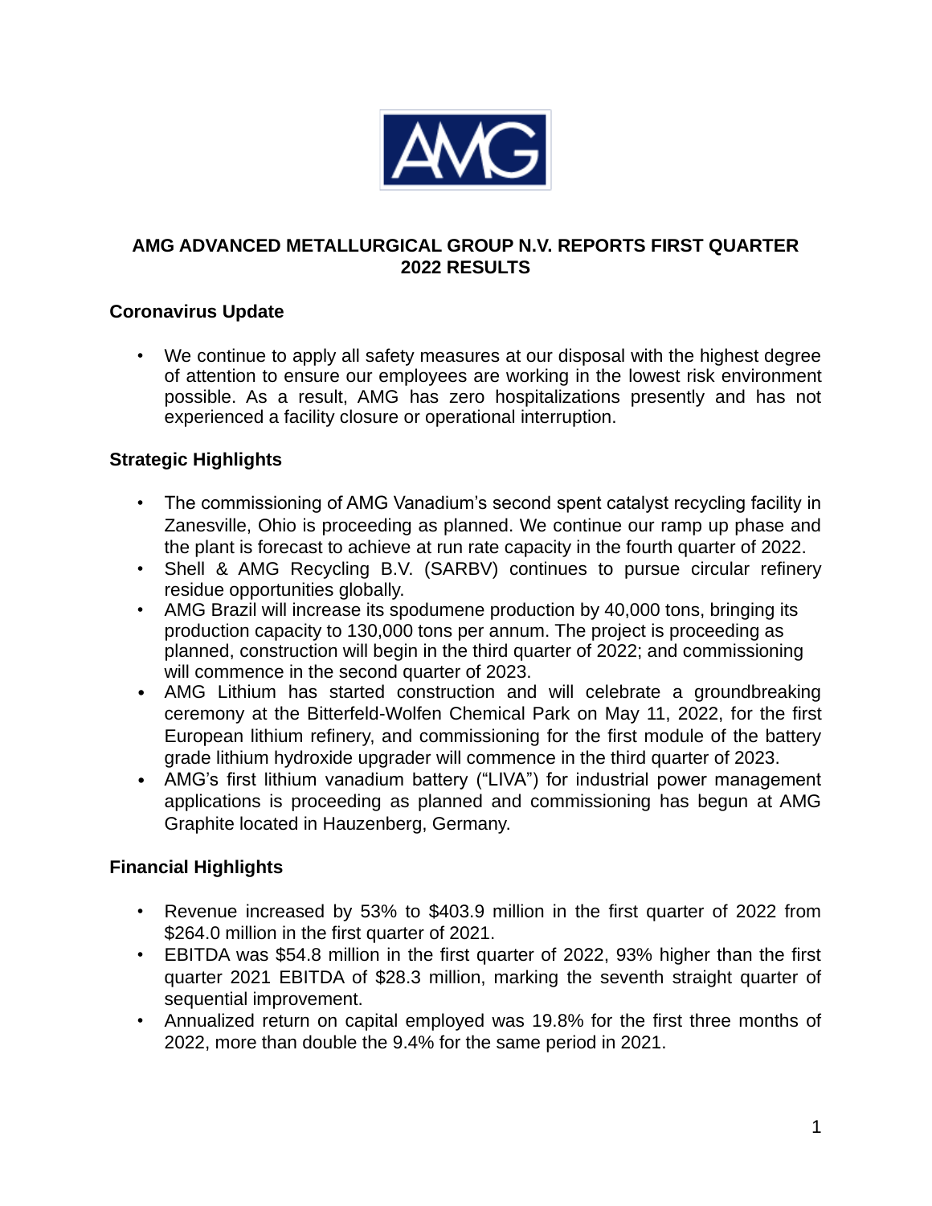# AMG ADVANCED METALLURGICAL GROUP N.V. REPORTS FIRST QUARTER 2022 RESULTS

## Coronavirus Update

- We continue to apply all safety measures at our disposal with the highest degree of attention to ensure our employees are working in the lowest risk environment possible. As a result, AMG has zero hospitalizations presently and has not experienced a facility closure or operational interruption.

## Strategic Highlights

- The commissioning of AMG Vanadium's second spent catalyst recycling facility in Zanesville, Ohio is proceeding as planned. We continue our ramp up phase and the plant is forecast to achieve at run rate capacity in the fourth quarter of 2022.
- Shell & AMG Recycling B.V. (SARBV) continues to pursue circular refinery residue opportunities globally.
- AMG Brazil will increase its spodumene production by 40,000 tons, bringing its production capacity to 130,000 tons per annum. The project is proceeding as planned, construction will begin in the third quarter of 2022; and commissioning will commence in the second quarter of 2023.
- AMG Lithium has started construction and will celebrate a groundbreaking ceremony at the Bitterfeld-Wolfen Chemical Park on May 11, 2022, for the first European lithium refinery, and commissioning for the first module of the battery grade lithium hydroxide upgrader will commence in the third quarter of 2023.
- AMG's first lithium vanadium battery ("LIVA") for industrial power management applications is proceeding as planned and commissioning has begun at AMG Graphite located in Hauzenberg, Germany.

## Financial Highlights

- Revenue increased by 53% to $403.9 million in the first quarter of 2022 from $264.0 million in the first quarter of 2021.
- EBITDA was $54.8 million in the first quarter of 2022, 93% higher than the first quarter 2021 EBITDA of $28.3 million, marking the seventh straight quarter of sequential improvement.
- Annualized return on capital employed was 19.8% for the first three months of 2022, more than double the 9.4% for the same period in 2021.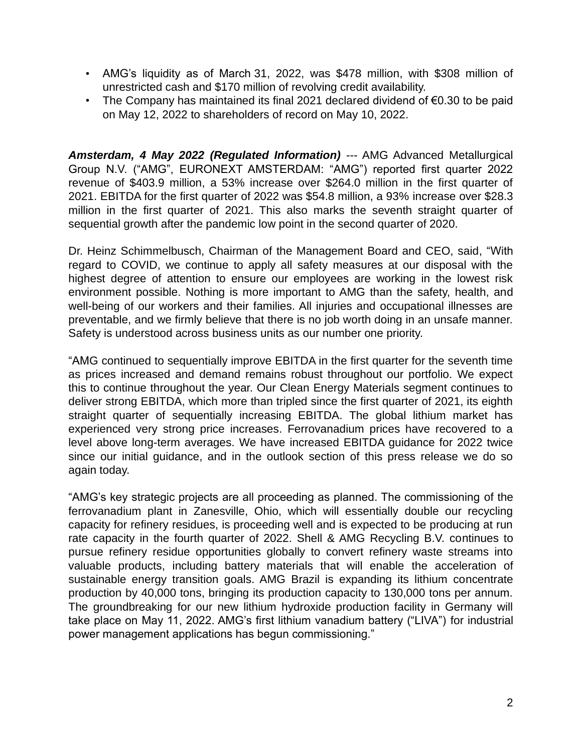- AMG's liquidity as of March 31, 2022, was $478 million, with $308 million of unrestricted cash and $170 million of revolving credit availability.
- The Company has maintained its final 2021 declared dividend of €0.30 to be paid on May 12, 2022 to shareholders of record on May 10, 2022.

***Amsterdam, 4 May 2022 (Regulated Information)*** --- AMG Advanced Metallurgical Group N.V. ("AMG", EURONEXT AMSTERDAM: "AMG") reported first quarter 2022 revenue of $403.9 million, a 53% increase over $264.0 million in the first quarter of 2021. EBITDA for the first quarter of 2022 was $54.8 million, a 93% increase over $28.3 million in the first quarter of 2021. This also marks the seventh straight quarter of sequential growth after the pandemic low point in the second quarter of 2020.

Dr. Heinz Schimmelbusch, Chairman of the Management Board and CEO, said, "With regard to COVID, we continue to apply all safety measures at our disposal with the highest degree of attention to ensure our employees are working in the lowest risk environment possible. Nothing is more important to AMG than the safety, health, and well-being of our workers and their families. All injuries and occupational illnesses are preventable, and we firmly believe that there is no job worth doing in an unsafe manner. Safety is understood across business units as our number one priority.

"AMG continued to sequentially improve EBITDA in the first quarter for the seventh time as prices increased and demand remains robust throughout our portfolio. We expect this to continue throughout the year. Our Clean Energy Materials segment continues to deliver strong EBITDA, which more than tripled since the first quarter of 2021, its eighth straight quarter of sequentially increasing EBITDA. The global lithium market has experienced very strong price increases. Ferrovanadium prices have recovered to a level above long-term averages. We have increased EBITDA guidance for 2022 twice since our initial guidance, and in the outlook section of this press release we do so again today.

"AMG's key strategic projects are all proceeding as planned. The commissioning of the ferrovanadium plant in Zanesville, Ohio, which will essentially double our recycling capacity for refinery residues, is proceeding well and is expected to be producing at run rate capacity in the fourth quarter of 2022. Shell & AMG Recycling B.V. continues to pursue refinery residue opportunities globally to convert refinery waste streams into valuable products, including battery materials that will enable the acceleration of sustainable energy transition goals. AMG Brazil is expanding its lithium concentrate production by 40,000 tons, bringing its production capacity to 130,000 tons per annum. The groundbreaking for our new lithium hydroxide production facility in Germany will take place on May 11, 2022. AMG's first lithium vanadium battery ("LIVA") for industrial power management applications has begun commissioning."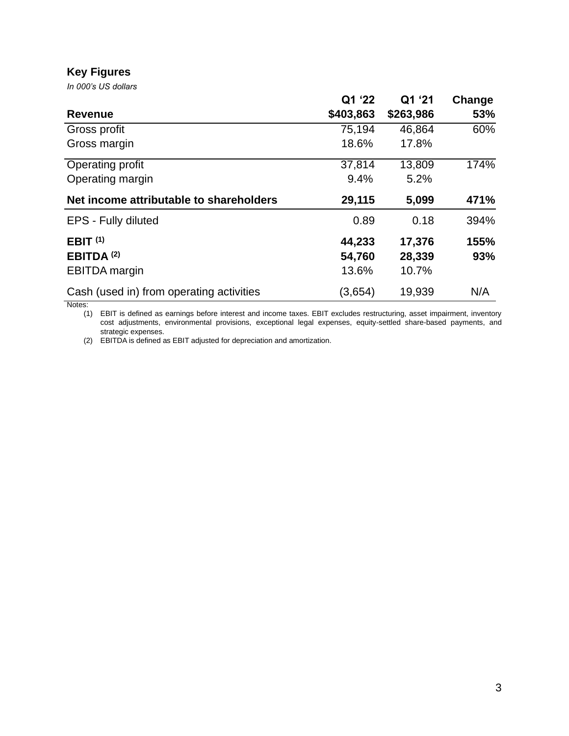## Key Figures

*In 000's US dollars*

| | Q1 '22 | Q1 '21 | Change |
|---|---|---|---|
| **Revenue** | **$403,863** | **$263,986** | **53%** |
| Gross profit | 75,194 | 46,864 | 60% |
| Gross margin | 18.6% | 17.8% | |
| Operating profit | 37,814 | 13,809 | 174% |
| Operating margin | 9.4% | 5.2% | |
| **Net income attributable to shareholders** | **29,115** | **5,099** | **471%** |
| EPS - Fully diluted | 0.89 | 0.18 | 394% |
| **EBIT** (1) | **44,233** | **17,376** | **155%** |
| **EBITDA** (2) | **54,760** | **28,339** | **93%** |
| EBITDA margin | 13.6% | 10.7% | |
| Cash (used in) from operating activities | (3,654) | 19,939 | N/A |

Notes:

(1) EBIT is defined as earnings before interest and income taxes. EBIT excludes restructuring, asset impairment, inventory cost adjustments, environmental provisions, exceptional legal expenses, equity-settled share-based payments, and strategic expenses.

(2) EBITDA is defined as EBIT adjusted for depreciation and amortization.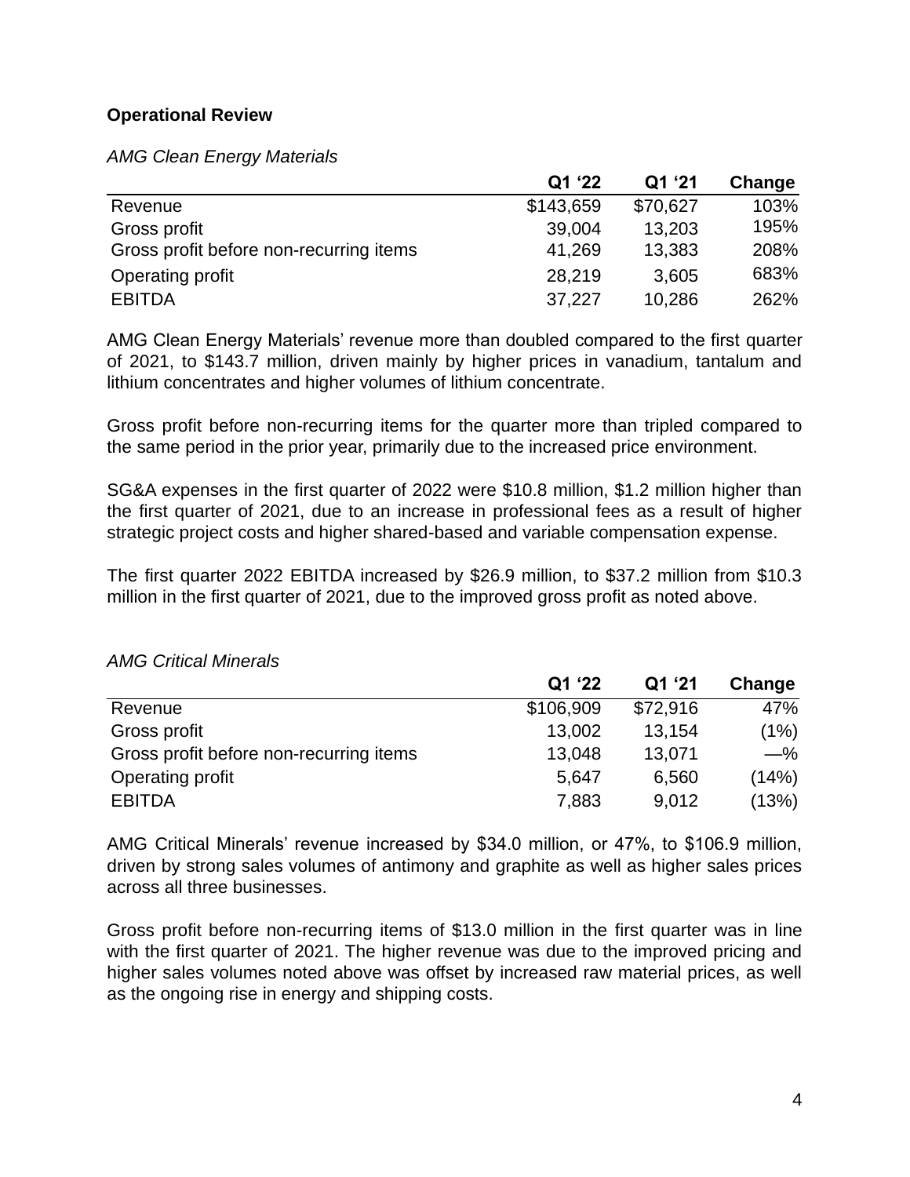**Operational Review**

*AMG Clean Energy Materials*

| | Q1 '22 | Q1 '21 | Change |
|---|---|---|---|
| Revenue | $143,659 | $70,627 | 103% |
| Gross profit | 39,004 | 13,203 | 195% |
| Gross profit before non-recurring items | 41,269 | 13,383 | 208% |
| Operating profit | 28,219 | 3,605 | 683% |
| EBITDA | 37,227 | 10,286 | 262% |

AMG Clean Energy Materials' revenue more than doubled compared to the first quarter of 2021, to $143.7 million, driven mainly by higher prices in vanadium, tantalum and lithium concentrates and higher volumes of lithium concentrate.

Gross profit before non-recurring items for the quarter more than tripled compared to the same period in the prior year, primarily due to the increased price environment.

SG&A expenses in the first quarter of 2022 were $10.8 million, $1.2 million higher than the first quarter of 2021, due to an increase in professional fees as a result of higher strategic project costs and higher shared-based and variable compensation expense.

The first quarter 2022 EBITDA increased by $26.9 million, to $37.2 million from $10.3 million in the first quarter of 2021, due to the improved gross profit as noted above.

*AMG Critical Minerals*

| | Q1 '22 | Q1 '21 | Change |
|---|---|---|---|
| Revenue | $106,909 | $72,916 | 47% |
| Gross profit | 13,002 | 13,154 | (1%) |
| Gross profit before non-recurring items | 13,048 | 13,071 | —% |
| Operating profit | 5,647 | 6,560 | (14%) |
| EBITDA | 7,883 | 9,012 | (13%) |

AMG Critical Minerals' revenue increased by $34.0 million, or 47%, to $106.9 million, driven by strong sales volumes of antimony and graphite as well as higher sales prices across all three businesses.

Gross profit before non-recurring items of $13.0 million in the first quarter was in line with the first quarter of 2021. The higher revenue was due to the improved pricing and higher sales volumes noted above was offset by increased raw material prices, as well as the ongoing rise in energy and shipping costs.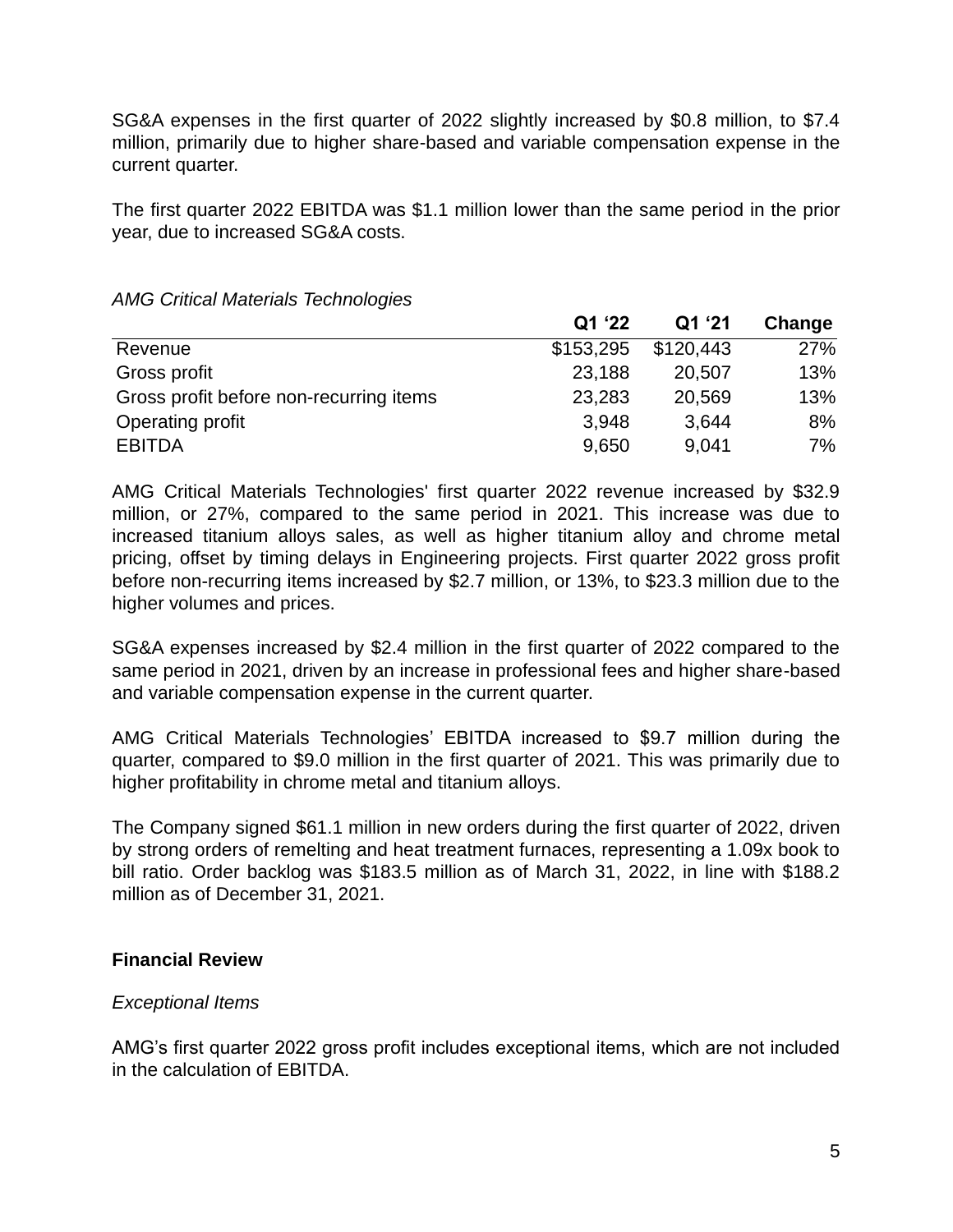SG&A expenses in the first quarter of 2022 slightly increased by $0.8 million, to $7.4 million, primarily due to higher share-based and variable compensation expense in the current quarter.

The first quarter 2022 EBITDA was $1.1 million lower than the same period in the prior year, due to increased SG&A costs.

*AMG Critical Materials Technologies*

| | Q1 '22 | Q1 '21 | Change |
|---|---|---|---|
| Revenue | $153,295 | $120,443 | 27% |
| Gross profit | 23,188 | 20,507 | 13% |
| Gross profit before non-recurring items | 23,283 | 20,569 | 13% |
| Operating profit | 3,948 | 3,644 | 8% |
| EBITDA | 9,650 | 9,041 | 7% |

AMG Critical Materials Technologies' first quarter 2022 revenue increased by $32.9 million, or 27%, compared to the same period in 2021. This increase was due to increased titanium alloys sales, as well as higher titanium alloy and chrome metal pricing, offset by timing delays in Engineering projects. First quarter 2022 gross profit before non-recurring items increased by $2.7 million, or 13%, to $23.3 million due to the higher volumes and prices.

SG&A expenses increased by $2.4 million in the first quarter of 2022 compared to the same period in 2021, driven by an increase in professional fees and higher share-based and variable compensation expense in the current quarter.

AMG Critical Materials Technologies' EBITDA increased to $9.7 million during the quarter, compared to $9.0 million in the first quarter of 2021. This was primarily due to higher profitability in chrome metal and titanium alloys.

The Company signed $61.1 million in new orders during the first quarter of 2022, driven by strong orders of remelting and heat treatment furnaces, representing a 1.09x book to bill ratio. Order backlog was $183.5 million as of March 31, 2022, in line with $188.2 million as of December 31, 2021.

## Financial Review

*Exceptional Items*

AMG's first quarter 2022 gross profit includes exceptional items, which are not included in the calculation of EBITDA.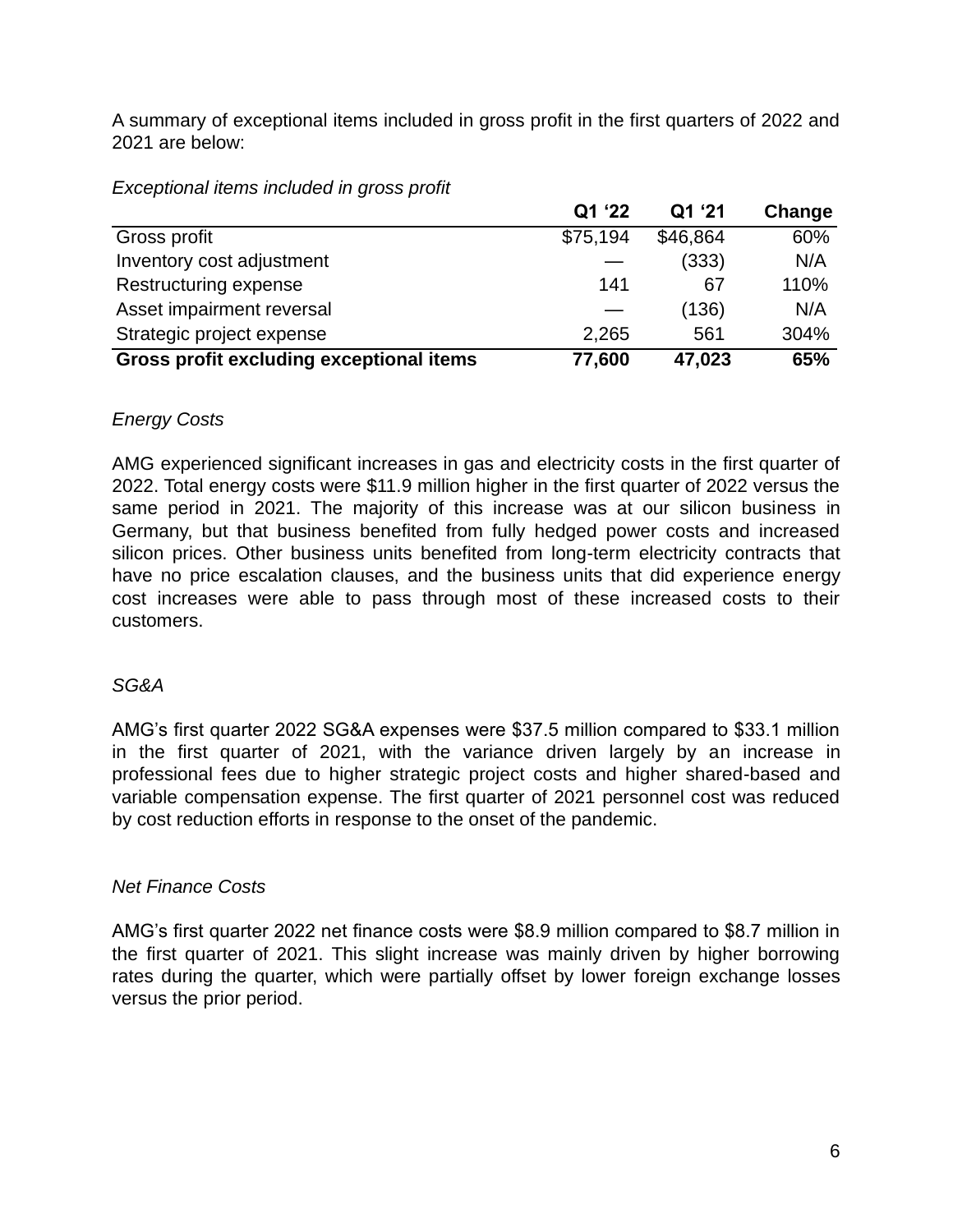A summary of exceptional items included in gross profit in the first quarters of 2022 and 2021 are below:

*Exceptional items included in gross profit*

| | Q1 '22 | Q1 '21 | Change |
|---|---|---|---|
| Gross profit | $75,194 | $46,864 | 60% |
| Inventory cost adjustment | — | (333) | N/A |
| Restructuring expense | 141 | 67 | 110% |
| Asset impairment reversal | — | (136) | N/A |
| Strategic project expense | 2,265 | 561 | 304% |
| **Gross profit excluding exceptional items** | **77,600** | **47,023** | **65%** |

*Energy Costs*

AMG experienced significant increases in gas and electricity costs in the first quarter of 2022. Total energy costs were $11.9 million higher in the first quarter of 2022 versus the same period in 2021. The majority of this increase was at our silicon business in Germany, but that business benefited from fully hedged power costs and increased silicon prices. Other business units benefited from long-term electricity contracts that have no price escalation clauses, and the business units that did experience energy cost increases were able to pass through most of these increased costs to their customers.

*SG&A*

AMG's first quarter 2022 SG&A expenses were $37.5 million compared to $33.1 million in the first quarter of 2021, with the variance driven largely by an increase in professional fees due to higher strategic project costs and higher shared-based and variable compensation expense. The first quarter of 2021 personnel cost was reduced by cost reduction efforts in response to the onset of the pandemic.

*Net Finance Costs*

AMG's first quarter 2022 net finance costs were $8.9 million compared to $8.7 million in the first quarter of 2021. This slight increase was mainly driven by higher borrowing rates during the quarter, which were partially offset by lower foreign exchange losses versus the prior period.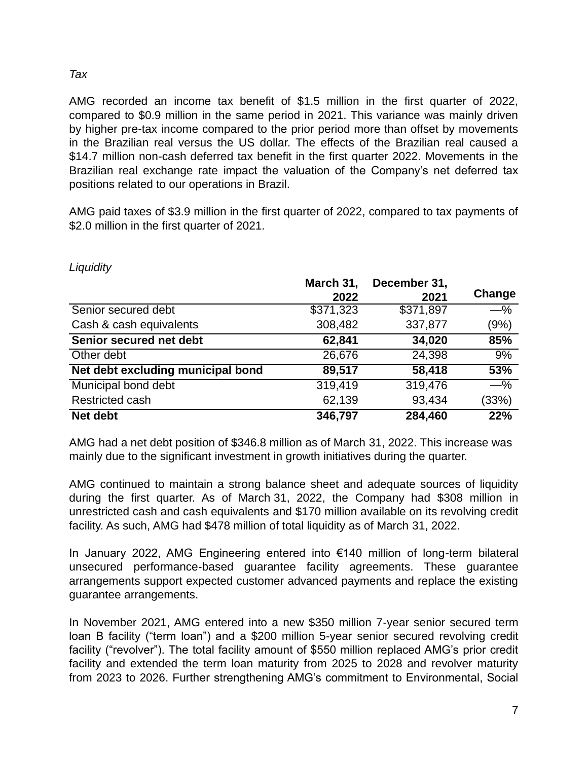*Tax*

AMG recorded an income tax benefit of $1.5 million in the first quarter of 2022, compared to $0.9 million in the same period in 2021. This variance was mainly driven by higher pre-tax income compared to the prior period more than offset by movements in the Brazilian real versus the US dollar. The effects of the Brazilian real caused a $14.7 million non-cash deferred tax benefit in the first quarter 2022. Movements in the Brazilian real exchange rate impact the valuation of the Company's net deferred tax positions related to our operations in Brazil.

AMG paid taxes of $3.9 million in the first quarter of 2022, compared to tax payments of $2.0 million in the first quarter of 2021.

*Liquidity*

| | March 31, 2022 | December 31, 2021 | Change |
|---|---|---|---|
| Senior secured debt | $371,323 | $371,897 | —% |
| Cash & cash equivalents | 308,482 | 337,877 | (9%) |
| **Senior secured net debt** | **62,841** | **34,020** | **85%** |
| Other debt | 26,676 | 24,398 | 9% |
| **Net debt excluding municipal bond** | **89,517** | **58,418** | **53%** |
| Municipal bond debt | 319,419 | 319,476 | —% |
| Restricted cash | 62,139 | 93,434 | (33%) |
| **Net debt** | **346,797** | **284,460** | **22%** |

AMG had a net debt position of $346.8 million as of March 31, 2022. This increase was mainly due to the significant investment in growth initiatives during the quarter.

AMG continued to maintain a strong balance sheet and adequate sources of liquidity during the first quarter. As of March 31, 2022, the Company had $308 million in unrestricted cash and cash equivalents and $170 million available on its revolving credit facility. As such, AMG had $478 million of total liquidity as of March 31, 2022.

In January 2022, AMG Engineering entered into €140 million of long-term bilateral unsecured performance-based guarantee facility agreements. These guarantee arrangements support expected customer advanced payments and replace the existing guarantee arrangements.

In November 2021, AMG entered into a new $350 million 7-year senior secured term loan B facility ("term loan") and a $200 million 5-year senior secured revolving credit facility ("revolver"). The total facility amount of $550 million replaced AMG's prior credit facility and extended the term loan maturity from 2025 to 2028 and revolver maturity from 2023 to 2026. Further strengthening AMG's commitment to Environmental, Social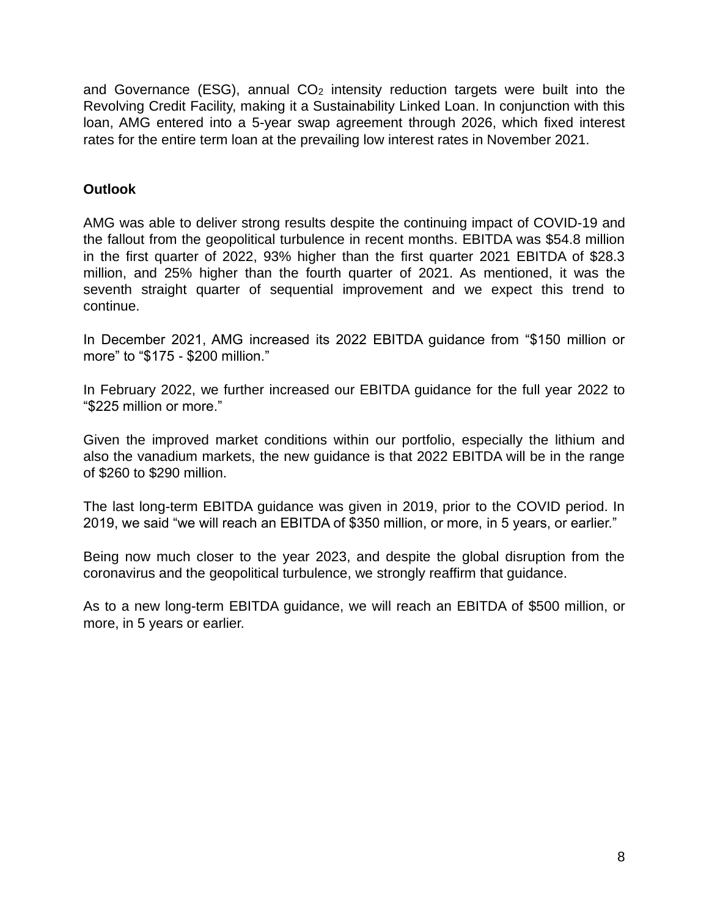and Governance (ESG), annual $CO_2$ intensity reduction targets were built into the Revolving Credit Facility, making it a Sustainability Linked Loan. In conjunction with this loan, AMG entered into a 5-year swap agreement through 2026, which fixed interest rates for the entire term loan at the prevailing low interest rates in November 2021.

**Outlook**

AMG was able to deliver strong results despite the continuing impact of COVID-19 and the fallout from the geopolitical turbulence in recent months. EBITDA was $54.8 million in the first quarter of 2022, 93% higher than the first quarter 2021 EBITDA of $28.3 million, and 25% higher than the fourth quarter of 2021. As mentioned, it was the seventh straight quarter of sequential improvement and we expect this trend to continue.

In December 2021, AMG increased its 2022 EBITDA guidance from "$150 million or more" to "$175 - $200 million."

In February 2022, we further increased our EBITDA guidance for the full year 2022 to "$225 million or more."

Given the improved market conditions within our portfolio, especially the lithium and also the vanadium markets, the new guidance is that 2022 EBITDA will be in the range of $260 to $290 million.

The last long-term EBITDA guidance was given in 2019, prior to the COVID period. In 2019, we said "we will reach an EBITDA of $350 million, or more, in 5 years, or earlier."

Being now much closer to the year 2023, and despite the global disruption from the coronavirus and the geopolitical turbulence, we strongly reaffirm that guidance.

As to a new long-term EBITDA guidance, we will reach an EBITDA of $500 million, or more, in 5 years or earlier.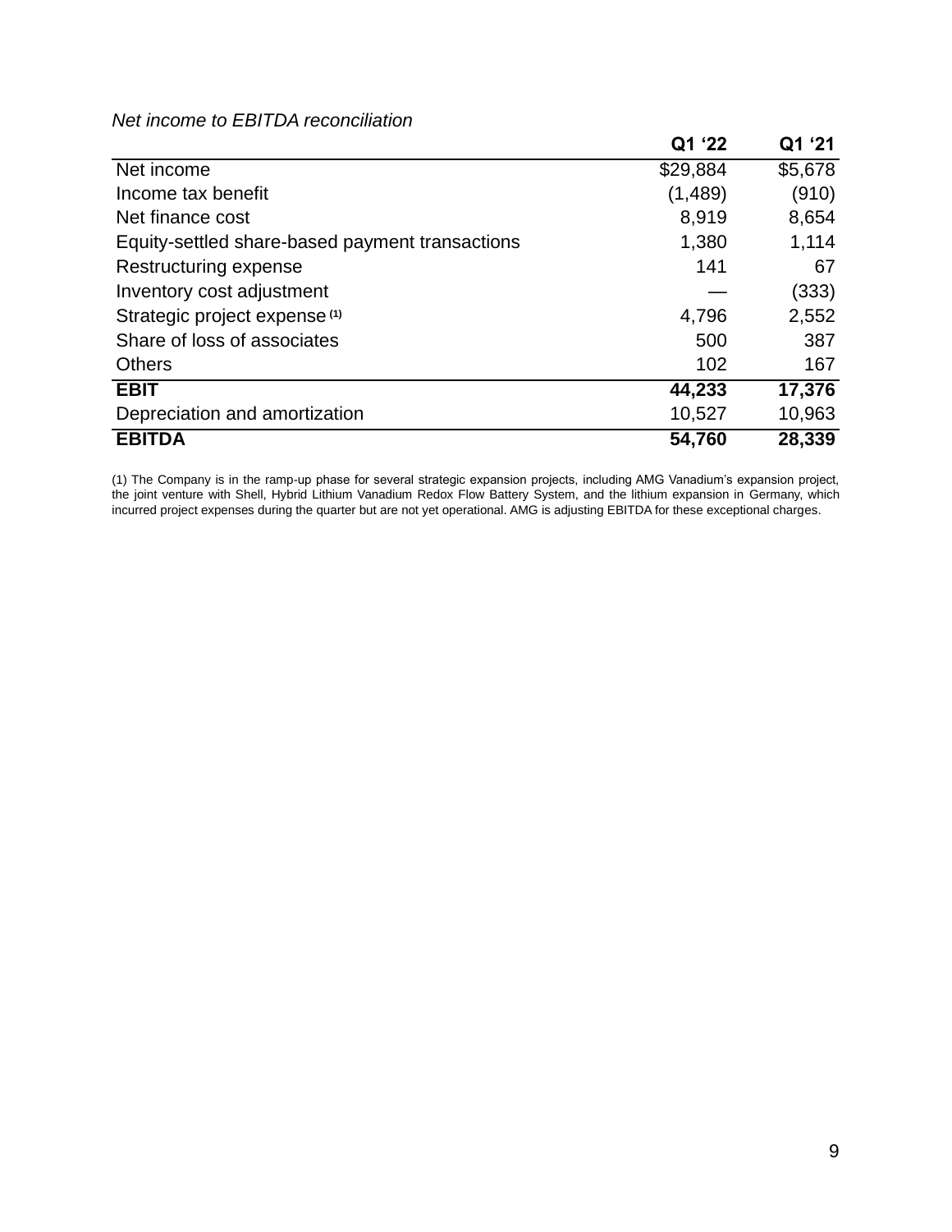*Net income to EBITDA reconciliation*

| | Q1 '22 | Q1 '21 |
|---|---|---|
| Net income | $29,884 | $5,678 |
| Income tax benefit | (1,489) | (910) |
| Net finance cost | 8,919 | 8,654 |
| Equity-settled share-based payment transactions | 1,380 | 1,114 |
| Restructuring expense | 141 | 67 |
| Inventory cost adjustment | — | (333) |
| Strategic project expense (1) | 4,796 | 2,552 |
| Share of loss of associates | 500 | 387 |
| Others | 102 | 167 |
| **EBIT** | **44,233** | **17,376** |
| Depreciation and amortization | 10,527 | 10,963 |
| **EBITDA** | **54,760** | **28,339** |

(1) The Company is in the ramp-up phase for several strategic expansion projects, including AMG Vanadium's expansion project, the joint venture with Shell, Hybrid Lithium Vanadium Redox Flow Battery System, and the lithium expansion in Germany, which incurred project expenses during the quarter but are not yet operational. AMG is adjusting EBITDA for these exceptional charges.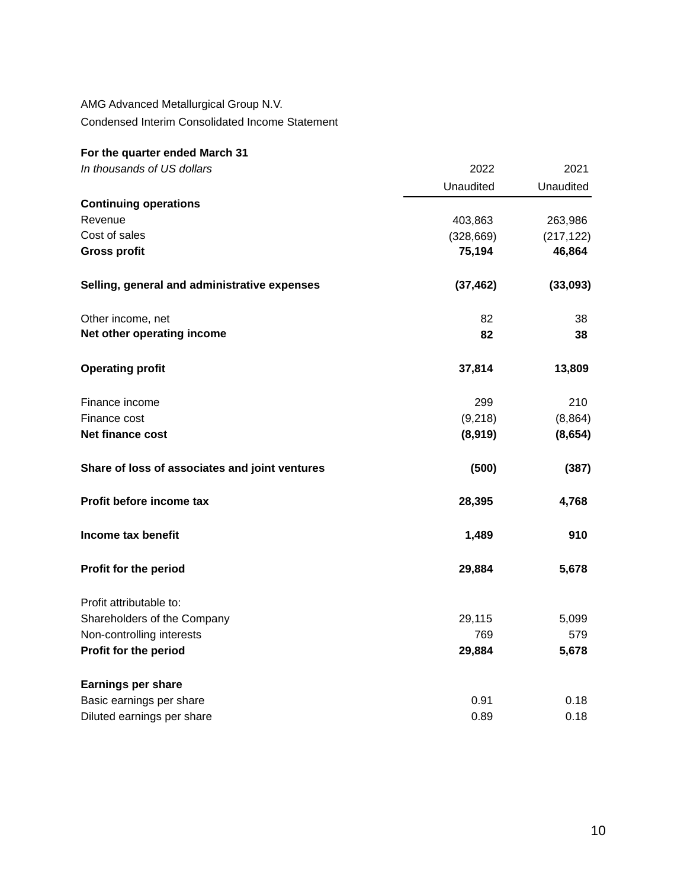AMG Advanced Metallurgical Group N.V.

Condensed Interim Consolidated Income Statement

| **For the quarter ended March 31** | | |
|---|---|---|
| *In thousands of US dollars* | 2022 | 2021 |
| | Unaudited | Unaudited |
| **Continuing operations** | | |
| Revenue | 403,863 | 263,986 |
| Cost of sales | (328,669) | (217,122) |
| **Gross profit** | **75,194** | **46,864** |
| | | |
| **Selling, general and administrative expenses** | **(37,462)** | **(33,093)** |
| | | |
| Other income, net | 82 | 38 |
| **Net other operating income** | **82** | **38** |
| | | |
| **Operating profit** | **37,814** | **13,809** |
| | | |
| Finance income | 299 | 210 |
| Finance cost | (9,218) | (8,864) |
| **Net finance cost** | **(8,919)** | **(8,654)** |
| | | |
| **Share of loss of associates and joint ventures** | **(500)** | **(387)** |
| | | |
| **Profit before income tax** | **28,395** | **4,768** |
| | | |
| **Income tax benefit** | **1,489** | **910** |
| | | |
| **Profit for the period** | **29,884** | **5,678** |
| | | |
| Profit attributable to: | | |
| Shareholders of the Company | 29,115 | 5,099 |
| Non-controlling interests | 769 | 579 |
| **Profit for the period** | **29,884** | **5,678** |
| | | |
| **Earnings per share** | | |
| Basic earnings per share | 0.91 | 0.18 |
| Diluted earnings per share | 0.89 | 0.18 |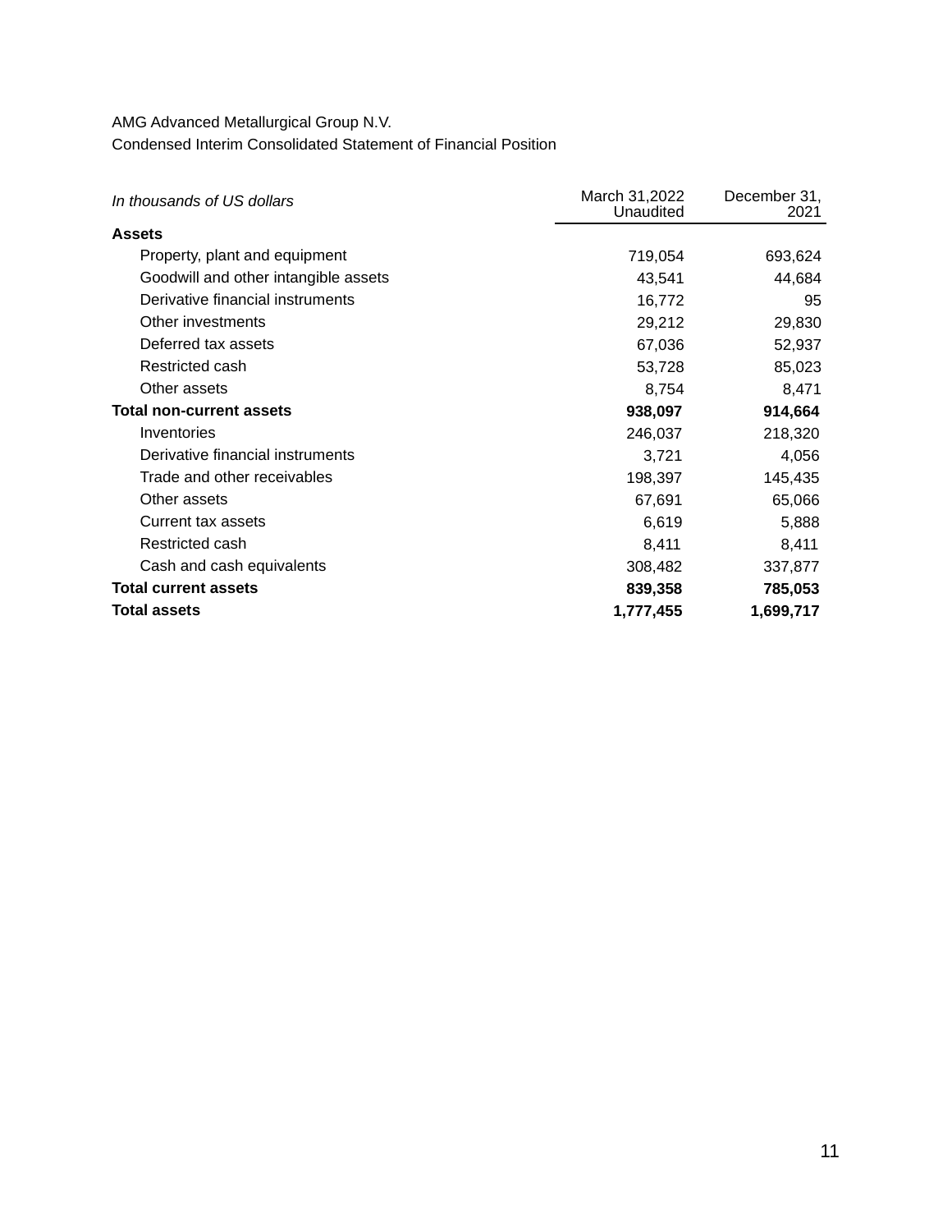AMG Advanced Metallurgical Group N.V.

Condensed Interim Consolidated Statement of Financial Position

| *In thousands of US dollars* | March 31,2022 Unaudited | December 31, 2021 |
|---|---|---|
| **Assets** | | |
| Property, plant and equipment | 719,054 | 693,624 |
| Goodwill and other intangible assets | 43,541 | 44,684 |
| Derivative financial instruments | 16,772 | 95 |
| Other investments | 29,212 | 29,830 |
| Deferred tax assets | 67,036 | 52,937 |
| Restricted cash | 53,728 | 85,023 |
| Other assets | 8,754 | 8,471 |
| **Total non-current assets** | **938,097** | **914,664** |
| Inventories | 246,037 | 218,320 |
| Derivative financial instruments | 3,721 | 4,056 |
| Trade and other receivables | 198,397 | 145,435 |
| Other assets | 67,691 | 65,066 |
| Current tax assets | 6,619 | 5,888 |
| Restricted cash | 8,411 | 8,411 |
| Cash and cash equivalents | 308,482 | 337,877 |
| **Total current assets** | **839,358** | **785,053** |
| **Total assets** | **1,777,455** | **1,699,717** |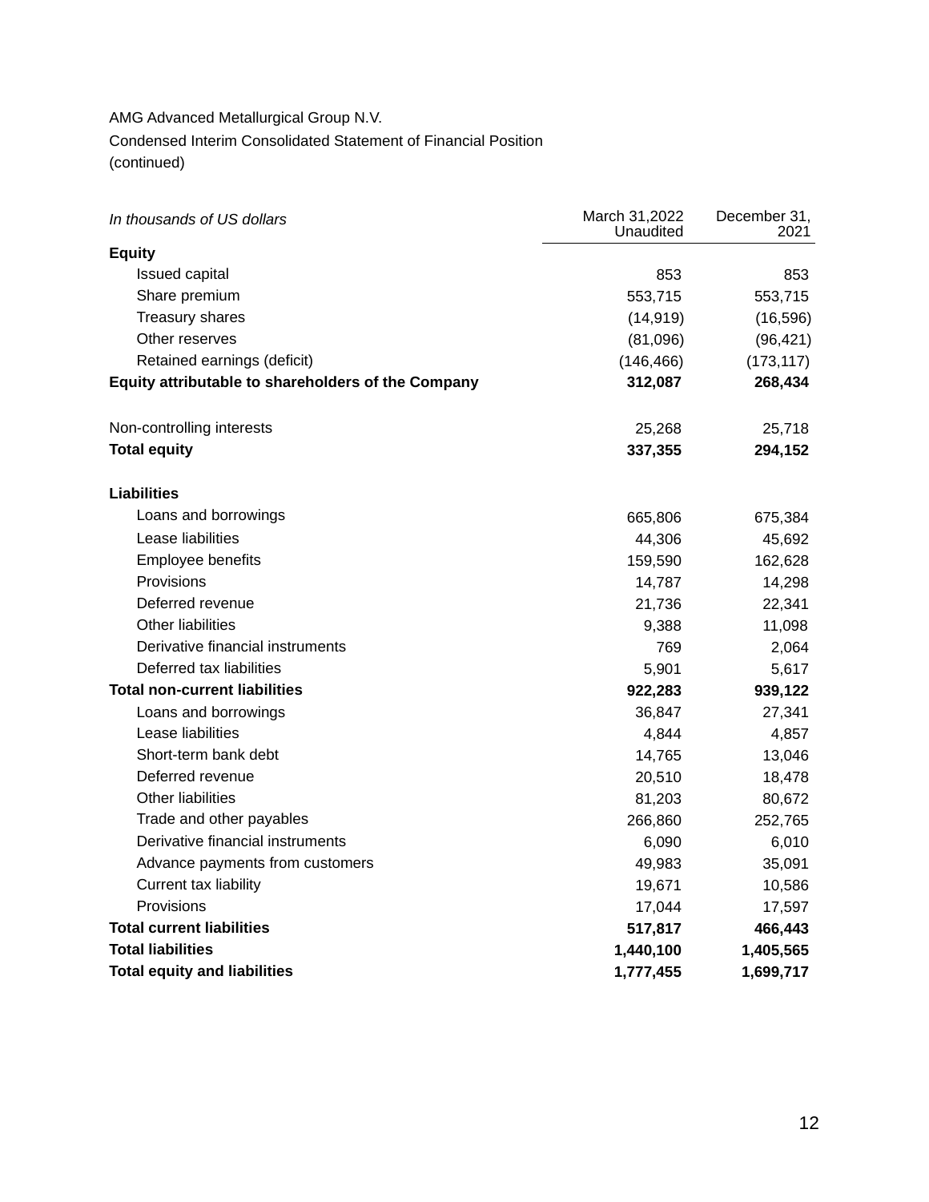AMG Advanced Metallurgical Group N.V.

Condensed Interim Consolidated Statement of Financial Position

(continued)

| *In thousands of US dollars* | March 31,2022 Unaudited | December 31, 2021 |
|---|---|---|
| **Equity** | | |
| Issued capital | 853 | 853 |
| Share premium | 553,715 | 553,715 |
| Treasury shares | (14,919) | (16,596) |
| Other reserves | (81,096) | (96,421) |
| Retained earnings (deficit) | (146,466) | (173,117) |
| **Equity attributable to shareholders of the Company** | **312,087** | **268,434** |
| | | |
| Non-controlling interests | 25,268 | 25,718 |
| **Total equity** | **337,355** | **294,152** |
| | | |
| **Liabilities** | | |
| Loans and borrowings | 665,806 | 675,384 |
| Lease liabilities | 44,306 | 45,692 |
| Employee benefits | 159,590 | 162,628 |
| Provisions | 14,787 | 14,298 |
| Deferred revenue | 21,736 | 22,341 |
| Other liabilities | 9,388 | 11,098 |
| Derivative financial instruments | 769 | 2,064 |
| Deferred tax liabilities | 5,901 | 5,617 |
| **Total non-current liabilities** | **922,283** | **939,122** |
| Loans and borrowings | 36,847 | 27,341 |
| Lease liabilities | 4,844 | 4,857 |
| Short-term bank debt | 14,765 | 13,046 |
| Deferred revenue | 20,510 | 18,478 |
| Other liabilities | 81,203 | 80,672 |
| Trade and other payables | 266,860 | 252,765 |
| Derivative financial instruments | 6,090 | 6,010 |
| Advance payments from customers | 49,983 | 35,091 |
| Current tax liability | 19,671 | 10,586 |
| Provisions | 17,044 | 17,597 |
| **Total current liabilities** | **517,817** | **466,443** |
| **Total liabilities** | **1,440,100** | **1,405,565** |
| **Total equity and liabilities** | **1,777,455** | **1,699,717** |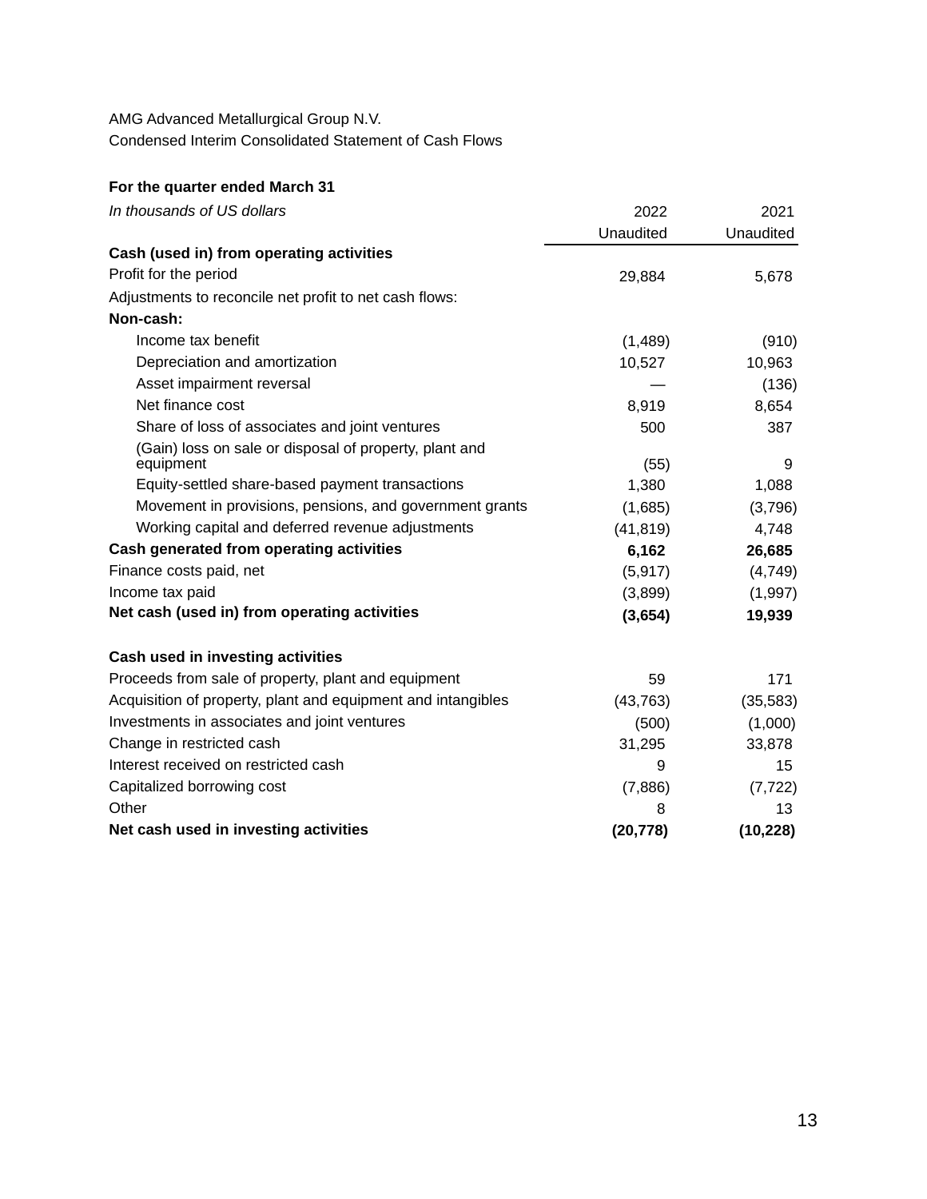AMG Advanced Metallurgical Group N.V.

Condensed Interim Consolidated Statement of Cash Flows

**For the quarter ended March 31**

| *In thousands of US dollars* | 2022 Unaudited | 2021 Unaudited |
|---|---|---|
| **Cash (used in) from operating activities** | | |
| Profit for the period | 29,884 | 5,678 |
| Adjustments to reconcile net profit to net cash flows: | | |
| **Non-cash:** | | |
| Income tax benefit | (1,489) | (910) |
| Depreciation and amortization | 10,527 | 10,963 |
| Asset impairment reversal | — | (136) |
| Net finance cost | 8,919 | 8,654 |
| Share of loss of associates and joint ventures | 500 | 387 |
| (Gain) loss on sale or disposal of property, plant and equipment | (55) | 9 |
| Equity-settled share-based payment transactions | 1,380 | 1,088 |
| Movement in provisions, pensions, and government grants | (1,685) | (3,796) |
| Working capital and deferred revenue adjustments | (41,819) | 4,748 |
| **Cash generated from operating activities** | **6,162** | **26,685** |
| Finance costs paid, net | (5,917) | (4,749) |
| Income tax paid | (3,899) | (1,997) |
| **Net cash (used in) from operating activities** | **(3,654)** | **19,939** |
| | | |
| **Cash used in investing activities** | | |
| Proceeds from sale of property, plant and equipment | 59 | 171 |
| Acquisition of property, plant and equipment and intangibles | (43,763) | (35,583) |
| Investments in associates and joint ventures | (500) | (1,000) |
| Change in restricted cash | 31,295 | 33,878 |
| Interest received on restricted cash | 9 | 15 |
| Capitalized borrowing cost | (7,886) | (7,722) |
| Other | 8 | 13 |
| **Net cash used in investing activities** | **(20,778)** | **(10,228)** |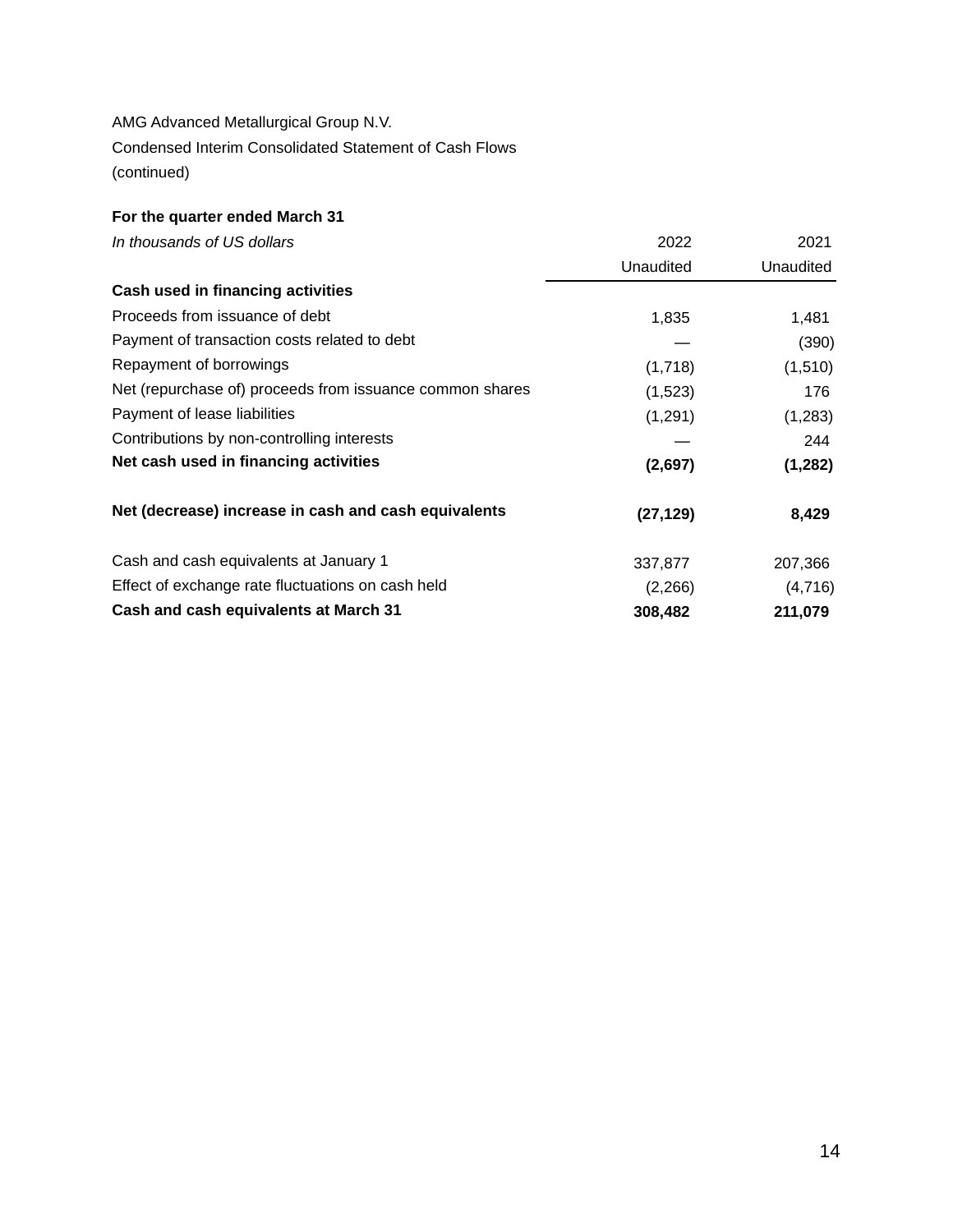AMG Advanced Metallurgical Group N.V.

Condensed Interim Consolidated Statement of Cash Flows

(continued)

**For the quarter ended March 31**

| *In thousands of US dollars* | 2022<br>Unaudited | 2021<br>Unaudited |
|---|---|---|
| **Cash used in financing activities** | | |
| Proceeds from issuance of debt | 1,835 | 1,481 |
| Payment of transaction costs related to debt | — | (390) |
| Repayment of borrowings | (1,718) | (1,510) |
| Net (repurchase of) proceeds from issuance common shares | (1,523) | 176 |
| Payment of lease liabilities | (1,291) | (1,283) |
| Contributions by non-controlling interests | — | 244 |
| **Net cash used in financing activities** | **(2,697)** | **(1,282)** |
| | | |
| **Net (decrease) increase in cash and cash equivalents** | **(27,129)** | **8,429** |
| | | |
| Cash and cash equivalents at January 1 | 337,877 | 207,366 |
| Effect of exchange rate fluctuations on cash held | (2,266) | (4,716) |
| **Cash and cash equivalents at March 31** | **308,482** | **211,079** |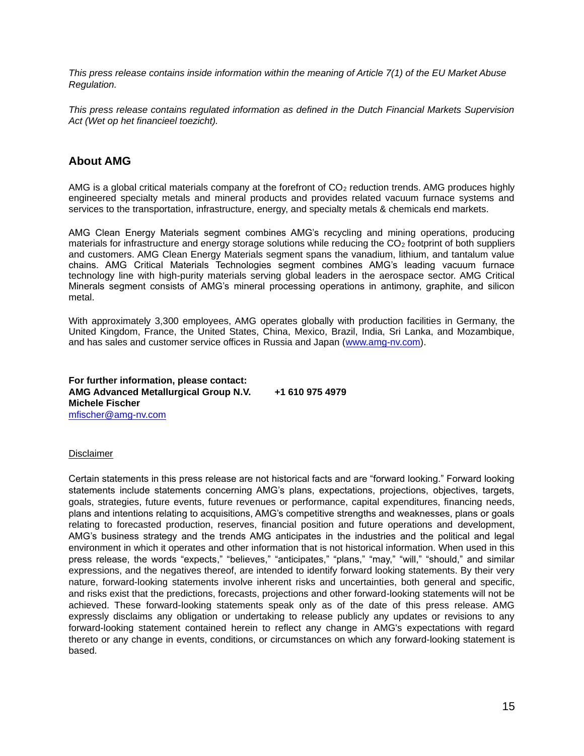*This press release contains inside information within the meaning of Article 7(1) of the EU Market Abuse Regulation.*

*This press release contains regulated information as defined in the Dutch Financial Markets Supervision Act (Wet op het financieel toezicht).*

## About AMG

AMG is a global critical materials company at the forefront of $CO_2$ reduction trends. AMG produces highly engineered specialty metals and mineral products and provides related vacuum furnace systems and services to the transportation, infrastructure, energy, and specialty metals & chemicals end markets.

AMG Clean Energy Materials segment combines AMG's recycling and mining operations, producing materials for infrastructure and energy storage solutions while reducing the $CO_2$ footprint of both suppliers and customers. AMG Clean Energy Materials segment spans the vanadium, lithium, and tantalum value chains. AMG Critical Materials Technologies segment combines AMG's leading vacuum furnace technology line with high-purity materials serving global leaders in the aerospace sector. AMG Critical Minerals segment consists of AMG's mineral processing operations in antimony, graphite, and silicon metal.

With approximately 3,300 employees, AMG operates globally with production facilities in Germany, the United Kingdom, France, the United States, China, Mexico, Brazil, India, Sri Lanka, and Mozambique, and has sales and customer service offices in Russia and Japan (www.amg-nv.com).

**For further information, please contact:**
**AMG Advanced Metallurgical Group N.V.** **+1 610 975 4979**
**Michele Fischer**
mfischer@amg-nv.com

Disclaimer

Certain statements in this press release are not historical facts and are "forward looking." Forward looking statements include statements concerning AMG's plans, expectations, projections, objectives, targets, goals, strategies, future events, future revenues or performance, capital expenditures, financing needs, plans and intentions relating to acquisitions, AMG's competitive strengths and weaknesses, plans or goals relating to forecasted production, reserves, financial position and future operations and development, AMG's business strategy and the trends AMG anticipates in the industries and the political and legal environment in which it operates and other information that is not historical information. When used in this press release, the words "expects," "believes," "anticipates," "plans," "may," "will," "should," and similar expressions, and the negatives thereof, are intended to identify forward looking statements. By their very nature, forward-looking statements involve inherent risks and uncertainties, both general and specific, and risks exist that the predictions, forecasts, projections and other forward-looking statements will not be achieved. These forward-looking statements speak only as of the date of this press release. AMG expressly disclaims any obligation or undertaking to release publicly any updates or revisions to any forward-looking statement contained herein to reflect any change in AMG's expectations with regard thereto or any change in events, conditions, or circumstances on which any forward-looking statement is based.